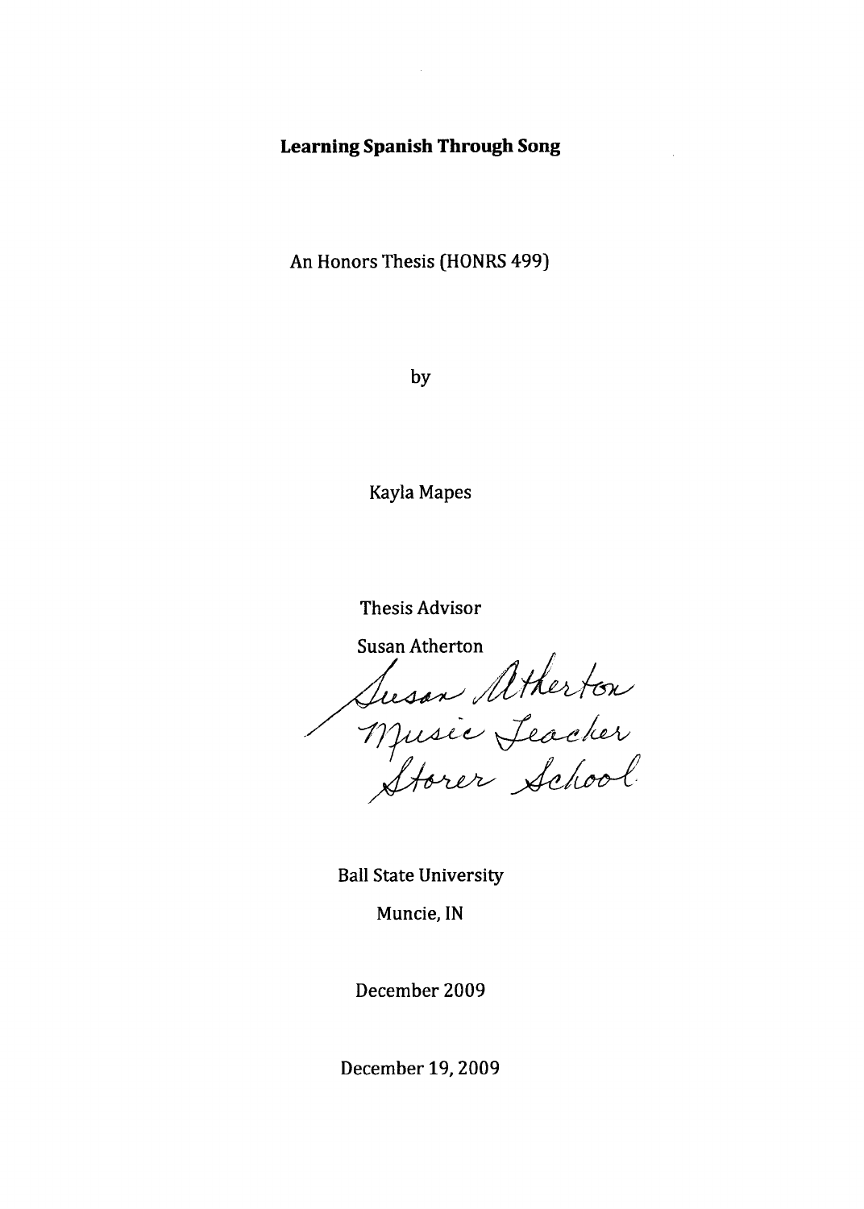# Learning Spanish Through Song

An Honors Thesis (HONRS 499)

by

Kayla Mapes

Thesis Advisor

Susan Atherton

Susan Atherton
Music Teacher
Storer School

Ball State University

Muncie, IN

December 2009

December 19, 2009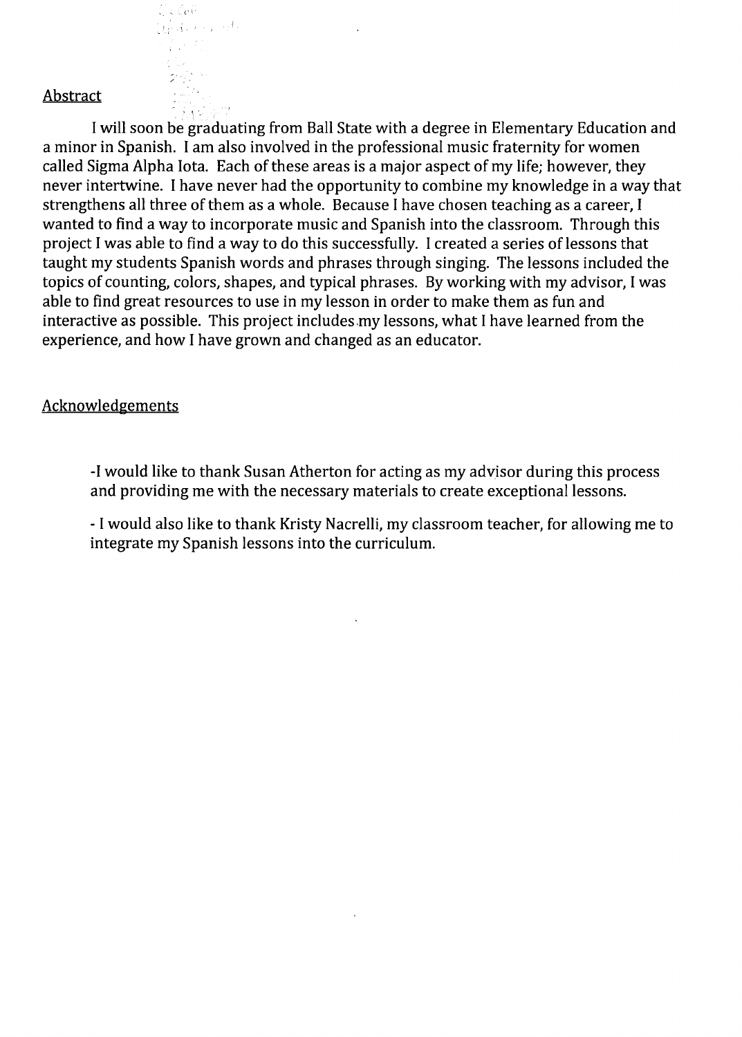## Abstract

I will soon be graduating from Ball State with a degree in Elementary Education and a minor in Spanish. I am also involved in the professional music fraternity for women called Sigma Alpha Iota. Each of these areas is a major aspect of my life; however, they never intertwine. I have never had the opportunity to combine my knowledge in a way that strengthens all three of them as a whole. Because I have chosen teaching as a career, I wanted to find a way to incorporate music and Spanish into the classroom. Through this project I was able to find a way to do this successfully. I created a series of lessons that taught my students Spanish words and phrases through singing. The lessons included the topics of counting, colors, shapes, and typical phrases. By working with my advisor, I was able to find great resources to use in my lesson in order to make them as fun and interactive as possible. This project includes my lessons, what I have learned from the experience, and how I have grown and changed as an educator.

## Acknowledgements

-I would like to thank Susan Atherton for acting as my advisor during this process and providing me with the necessary materials to create exceptional lessons.

- I would also like to thank Kristy Nacrelli, my classroom teacher, for allowing me to integrate my Spanish lessons into the curriculum.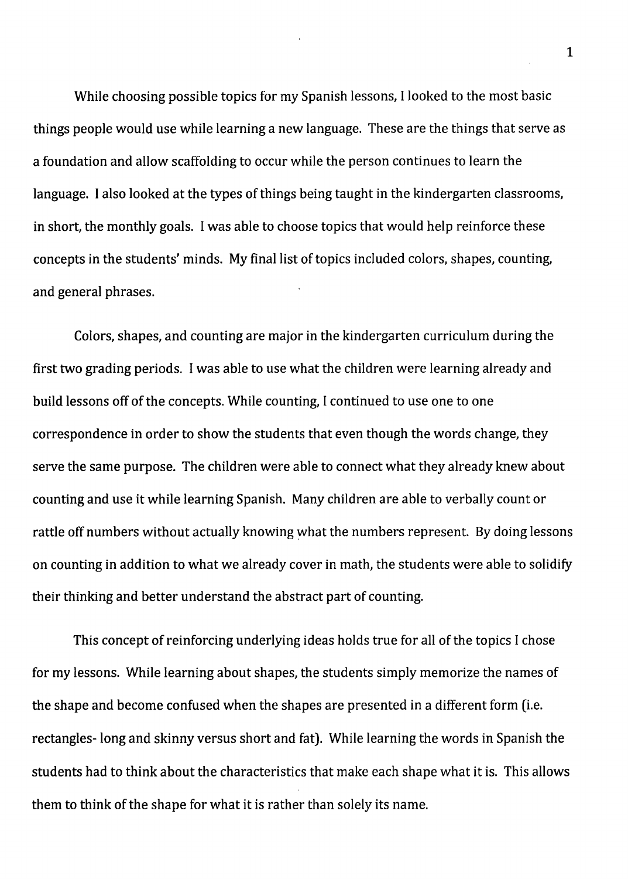While choosing possible topics for my Spanish lessons, I looked to the most basic things people would use while learning a new language. These are the things that serve as a foundation and allow scaffolding to occur while the person continues to learn the language. I also looked at the types of things being taught in the kindergarten classrooms, in short, the monthly goals. I was able to choose topics that would help reinforce these concepts in the students' minds. My final list of topics included colors, shapes, counting, and general phrases.

Colors, shapes, and counting are major in the kindergarten curriculum during the first two grading periods. I was able to use what the children were learning already and build lessons off of the concepts. While counting, I continued to use one to one correspondence in order to show the students that even though the words change, they serve the same purpose. The children were able to connect what they already knew about counting and use it while learning Spanish. Many children are able to verbally count or rattle off numbers without actually knowing what the numbers represent. By doing lessons on counting in addition to what we already cover in math, the students were able to solidify their thinking and better understand the abstract part of counting.

This concept of reinforcing underlying ideas holds true for all of the topics I chose for my lessons. While learning about shapes, the students simply memorize the names of the shape and become confused when the shapes are presented in a different form (i.e. rectangles- long and skinny versus short and fat). While learning the words in Spanish the students had to think about the characteristics that make each shape what it is. This allows them to think of the shape for what it is rather than solely its name.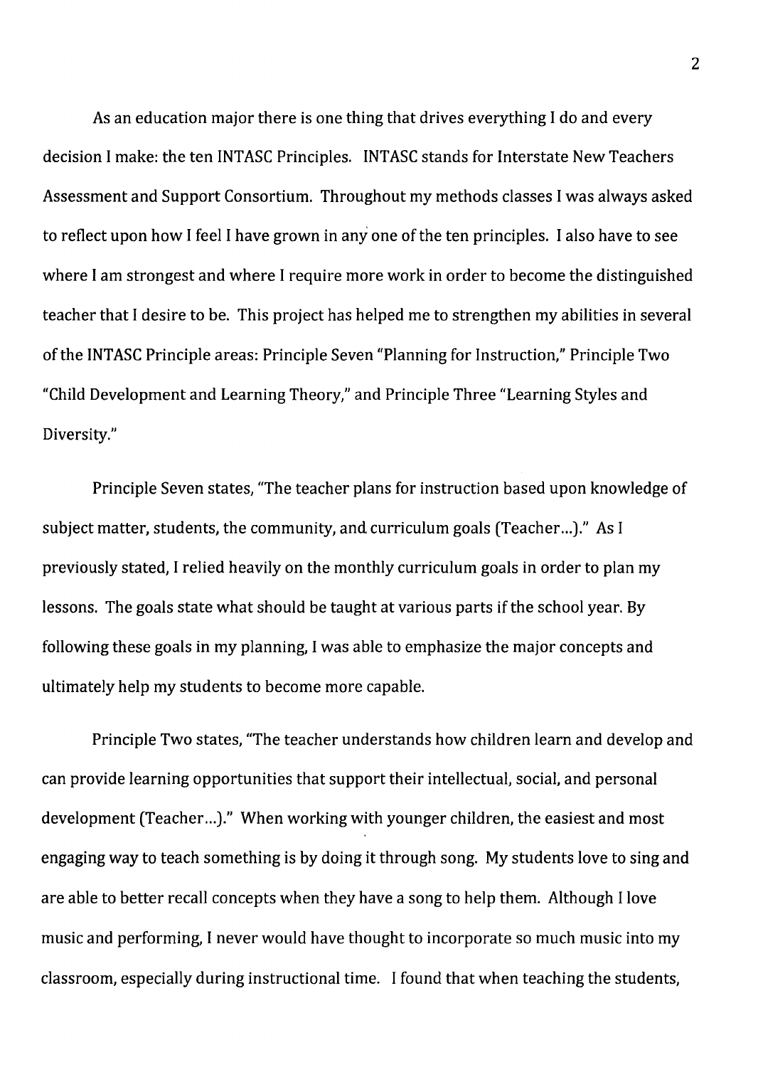As an education major there is one thing that drives everything I do and every decision I make: the ten INTASC Principles. INTASC stands for Interstate New Teachers Assessment and Support Consortium. Throughout my methods classes I was always asked to reflect upon how I feel I have grown in any one of the ten principles. I also have to see where I am strongest and where I require more work in order to become the distinguished teacher that I desire to be. This project has helped me to strengthen my abilities in several of the INTASC Principle areas: Principle Seven "Planning for Instruction," Principle Two "Child Development and Learning Theory," and Principle Three "Learning Styles and Diversity."

Principle Seven states, "The teacher plans for instruction based upon knowledge of subject matter, students, the community, and curriculum goals (Teacher...)." As I previously stated, I relied heavily on the monthly curriculum goals in order to plan my lessons. The goals state what should be taught at various parts if the school year. By following these goals in my planning, I was able to emphasize the major concepts and ultimately help my students to become more capable.

Principle Two states, "The teacher understands how children learn and develop and can provide learning opportunities that support their intellectual, social, and personal development (Teacher...)." When working with younger children, the easiest and most engaging way to teach something is by doing it through song. My students love to sing and are able to better recall concepts when they have a song to help them. Although I love music and performing, I never would have thought to incorporate so much music into my classroom, especially during instructional time. I found that when teaching the students,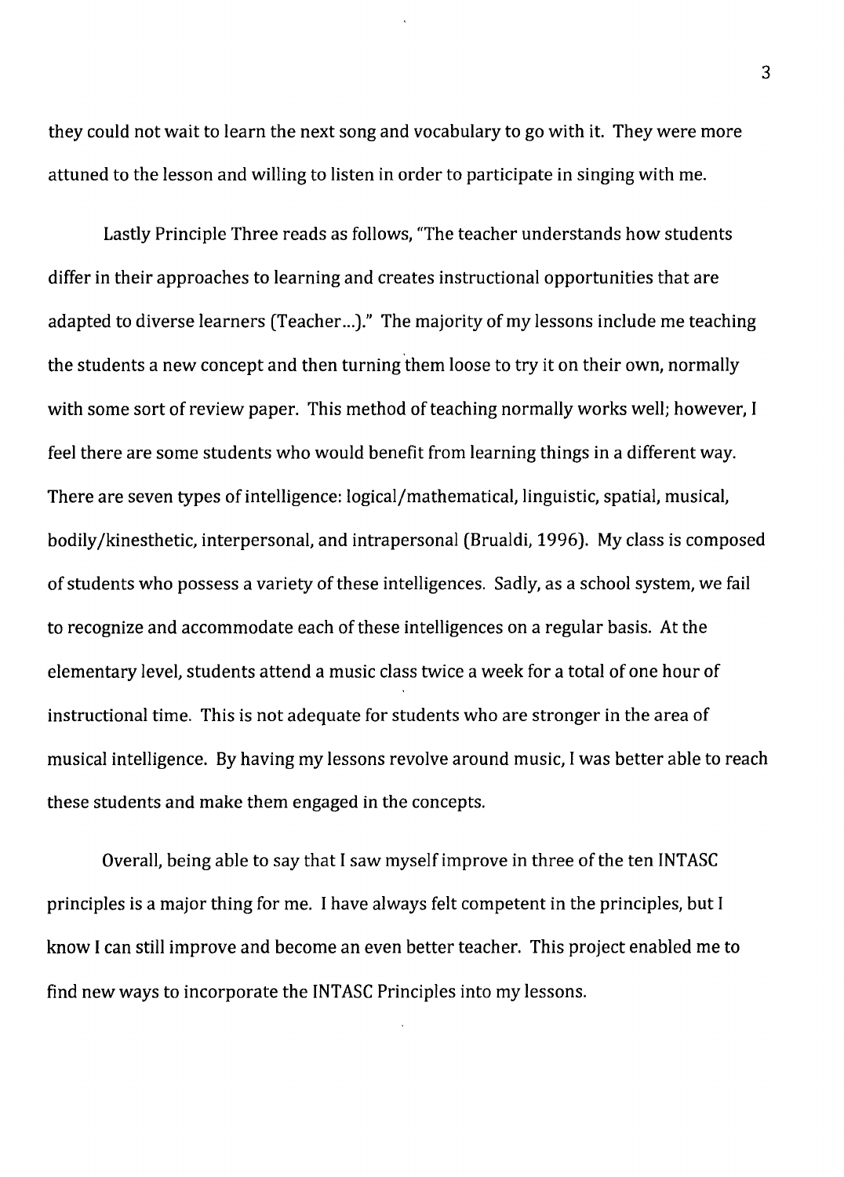they could not wait to learn the next song and vocabulary to go with it. They were more attuned to the lesson and willing to listen in order to participate in singing with me.

Lastly Principle Three reads as follows, "The teacher understands how students differ in their approaches to learning and creates instructional opportunities that are adapted to diverse learners (Teacher...)." The majority of my lessons include me teaching the students a new concept and then turning them loose to try it on their own, normally with some sort of review paper. This method of teaching normally works well; however, I feel there are some students who would benefit from learning things in a different way. There are seven types of intelligence: logical/mathematical, linguistic, spatial, musical, bodily/kinesthetic, interpersonal, and intrapersonal (Brualdi, 1996). My class is composed of students who possess a variety of these intelligences. Sadly, as a school system, we fail to recognize and accommodate each of these intelligences on a regular basis. At the elementary level, students attend a music class twice a week for a total of one hour of instructional time. This is not adequate for students who are stronger in the area of musical intelligence. By having my lessons revolve around music, I was better able to reach these students and make them engaged in the concepts.

Overall, being able to say that I saw myself improve in three of the ten INTASC principles is a major thing for me. I have always felt competent in the principles, but I know I can still improve and become an even better teacher. This project enabled me to find new ways to incorporate the INTASC Principles into my lessons.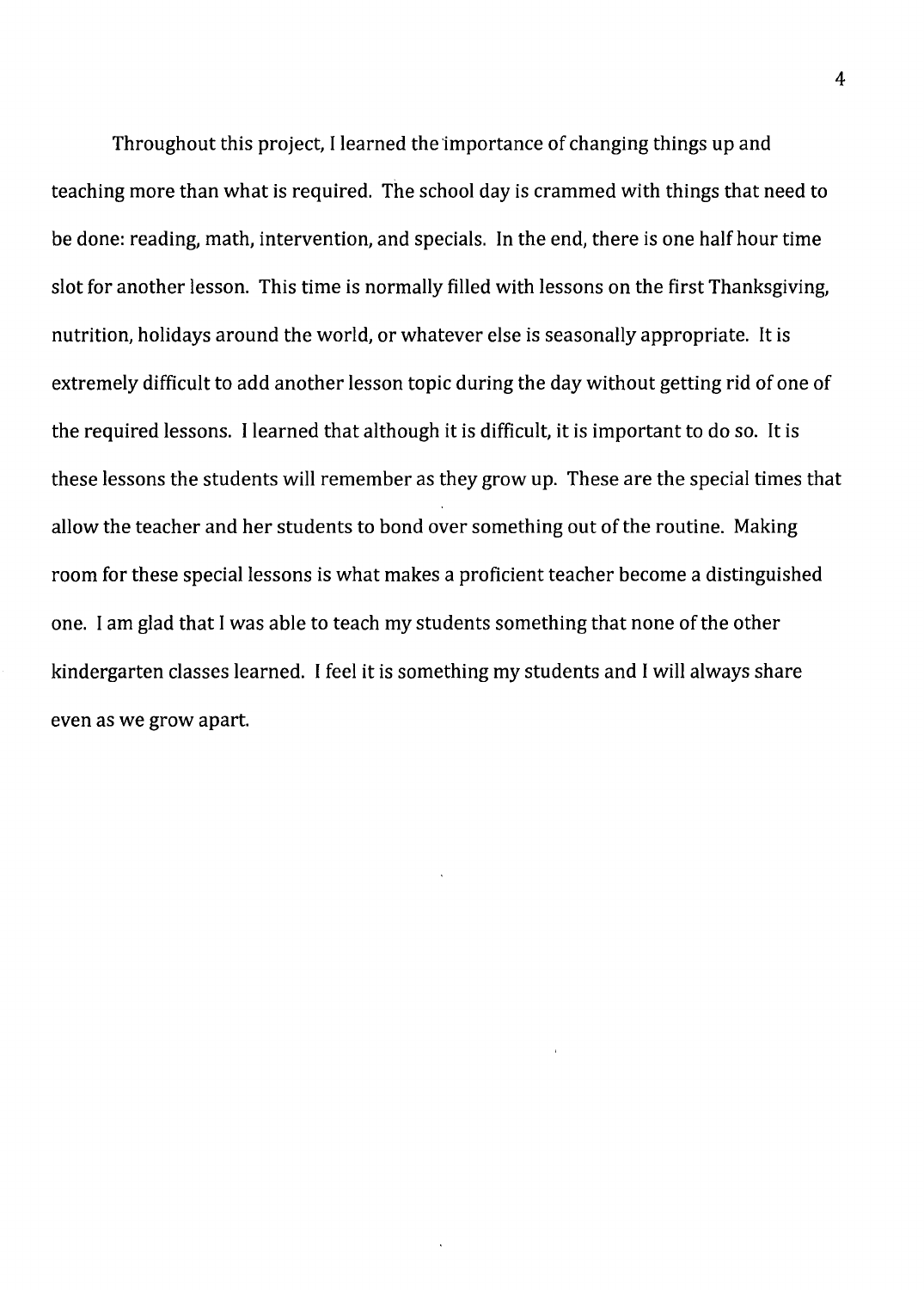Throughout this project, I learned the importance of changing things up and teaching more than what is required. The school day is crammed with things that need to be done: reading, math, intervention, and specials. In the end, there is one half hour time slot for another lesson. This time is normally filled with lessons on the first Thanksgiving, nutrition, holidays around the world, or whatever else is seasonally appropriate. It is extremely difficult to add another lesson topic during the day without getting rid of one of the required lessons. I learned that although it is difficult, it is important to do so. It is these lessons the students will remember as they grow up. These are the special times that allow the teacher and her students to bond over something out of the routine. Making room for these special lessons is what makes a proficient teacher become a distinguished one. I am glad that I was able to teach my students something that none of the other kindergarten classes learned. I feel it is something my students and I will always share even as we grow apart.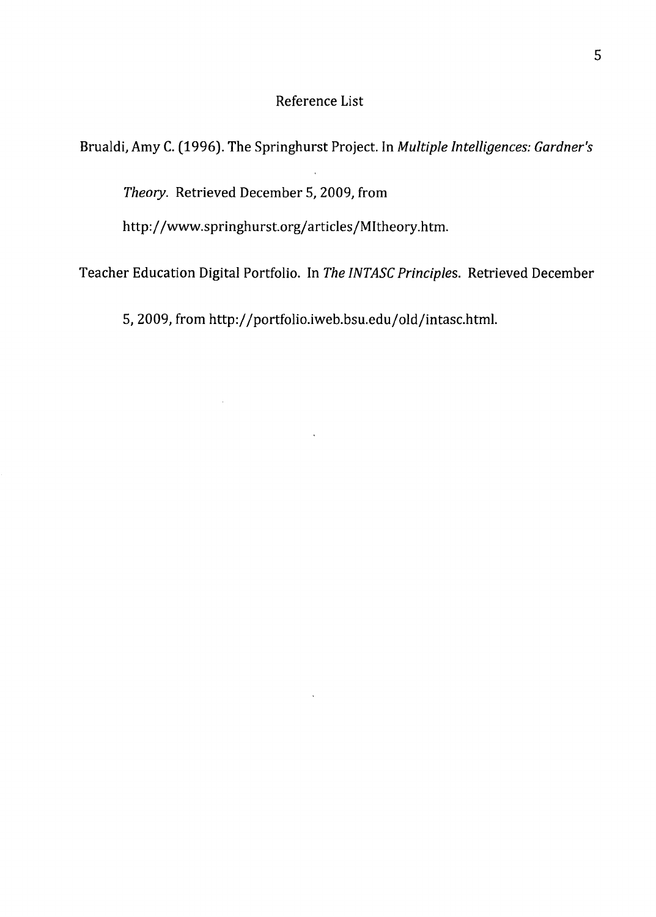# Reference List

Brualdi, Amy C. (1996). The Springhurst Project. In *Multiple Intelligences: Gardner's Theory*. Retrieved December 5, 2009, from http://www.springhurst.org/articles/MItheory.htm.

Teacher Education Digital Portfolio. In *The INTASC Principles*. Retrieved December 5, 2009, from http://portfolio.iweb.bsu.edu/old/intasc.html.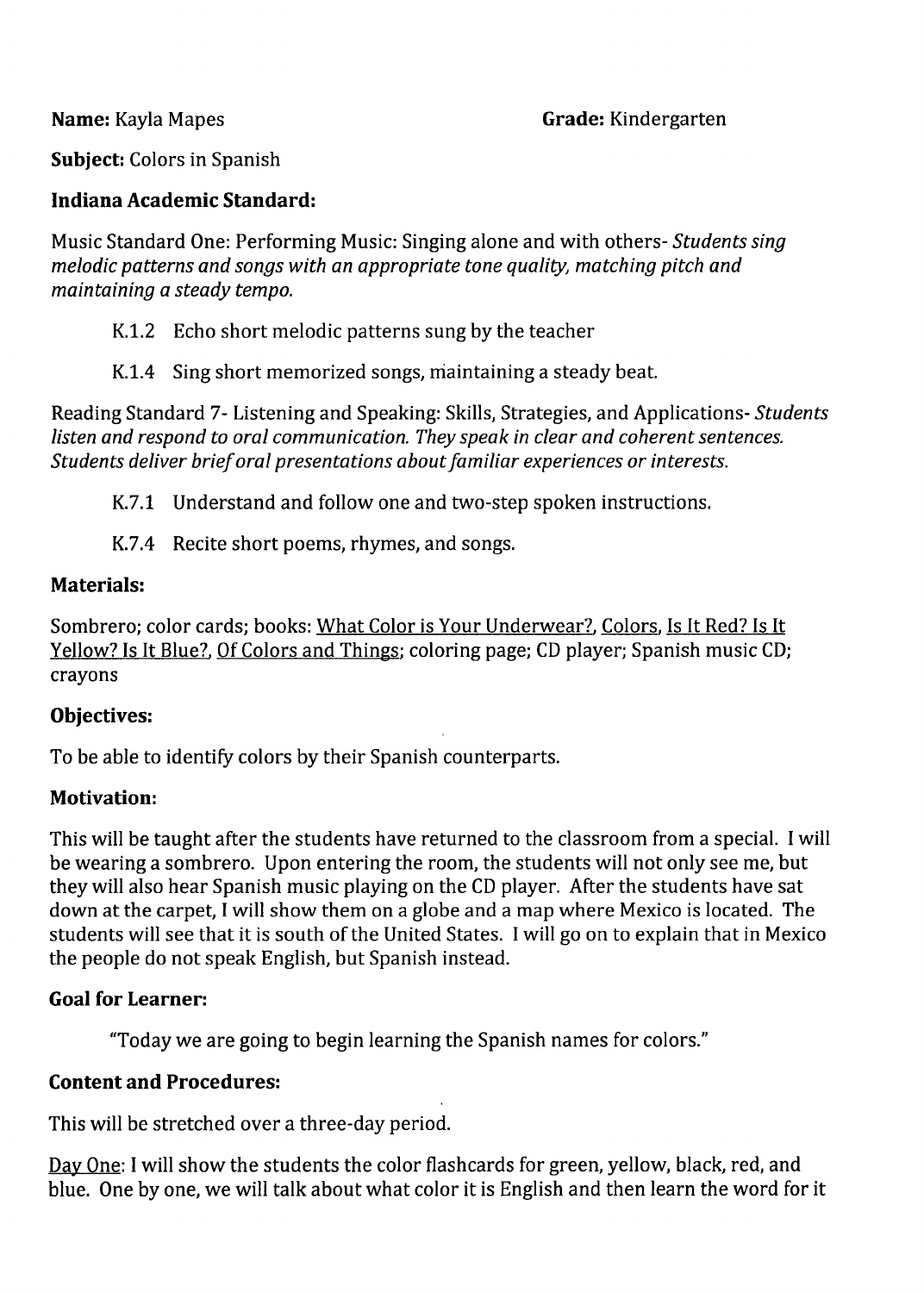**Name:** Kayla Mapes **Grade:** Kindergarten

**Subject:** Colors in Spanish

**Indiana Academic Standard:**

Music Standard One: Performing Music: Singing alone and with others- *Students sing melodic patterns and songs with an appropriate tone quality, matching pitch and maintaining a steady tempo.*

K.1.2 Echo short melodic patterns sung by the teacher

K.1.4 Sing short memorized songs, maintaining a steady beat.

Reading Standard 7- Listening and Speaking: Skills, Strategies, and Applications- *Students listen and respond to oral communication. They speak in clear and coherent sentences. Students deliver brief oral presentations about familiar experiences or interests.*

K.7.1 Understand and follow one and two-step spoken instructions.

K.7.4 Recite short poems, rhymes, and songs.

**Materials:**

Sombrero; color cards; books: <u>What Color is Your Underwear?</u>, <u>Colors</u>, <u>Is It Red? Is It Yellow? Is It Blue?</u>, <u>Of Colors and Things</u>; coloring page; CD player; Spanish music CD; crayons

**Objectives:**

To be able to identify colors by their Spanish counterparts.

**Motivation:**

This will be taught after the students have returned to the classroom from a special. I will be wearing a sombrero. Upon entering the room, the students will not only see me, but they will also hear Spanish music playing on the CD player. After the students have sat down at the carpet, I will show them on a globe and a map where Mexico is located. The students will see that it is south of the United States. I will go on to explain that in Mexico the people do not speak English, but Spanish instead.

**Goal for Learner:**

"Today we are going to begin learning the Spanish names for colors."

**Content and Procedures:**

This will be stretched over a three-day period.

<u>Day One</u>: I will show the students the color flashcards for green, yellow, black, red, and blue. One by one, we will talk about what color it is English and then learn the word for it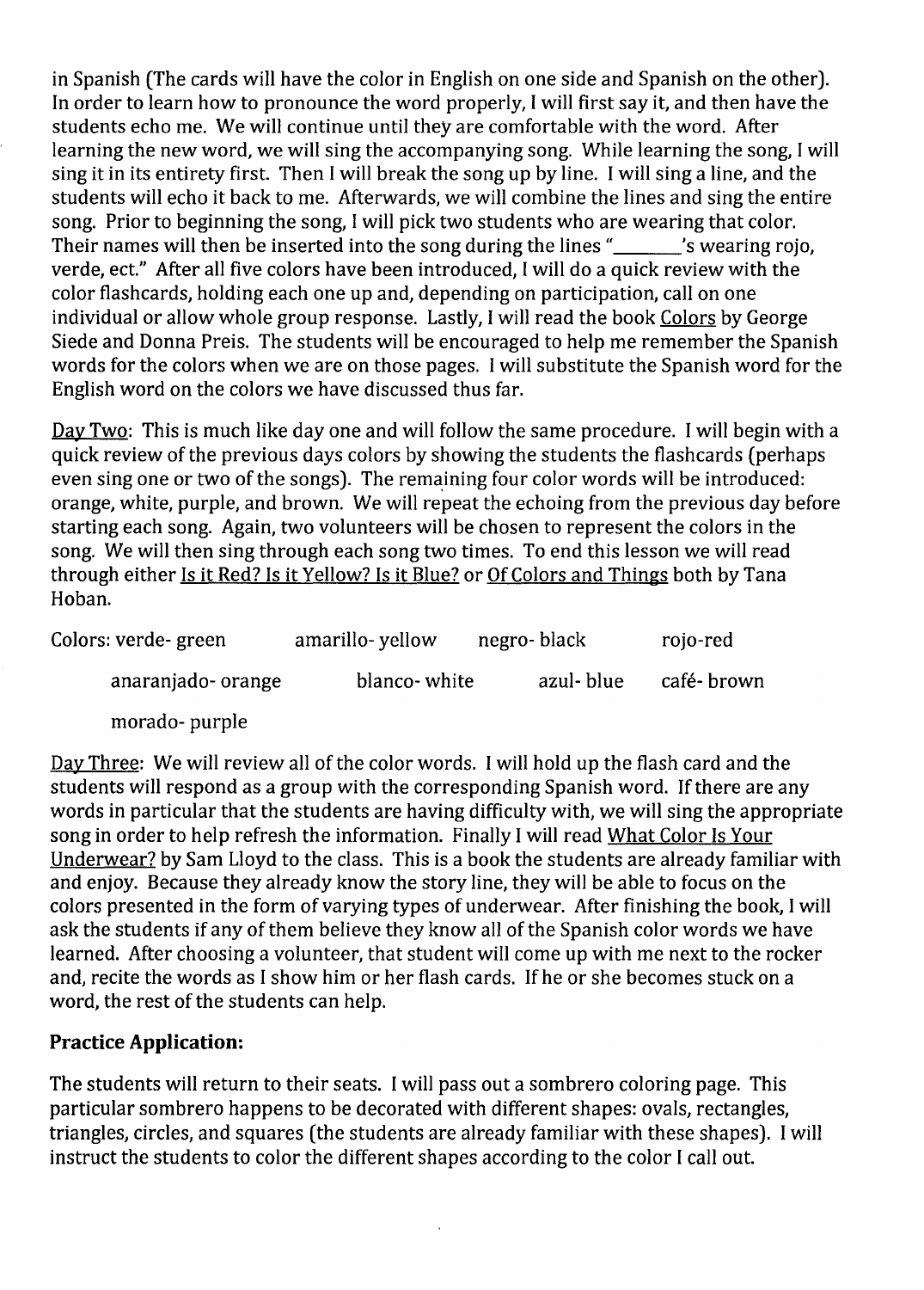in Spanish (The cards will have the color in English on one side and Spanish on the other). In order to learn how to pronounce the word properly, I will first say it, and then have the students echo me. We will continue until they are comfortable with the word. After learning the new word, we will sing the accompanying song. While learning the song, I will sing it in its entirety first. Then I will break the song up by line. I will sing a line, and the students will echo it back to me. Afterwards, we will combine the lines and sing the entire song. Prior to beginning the song, I will pick two students who are wearing that color. Their names will then be inserted into the song during the lines "_______'s wearing rojo, verde, ect." After all five colors have been introduced, I will do a quick review with the color flashcards, holding each one up and, depending on participation, call on one individual or allow whole group response. Lastly, I will read the book Colors by George Siede and Donna Preis. The students will be encouraged to help me remember the Spanish words for the colors when we are on those pages. I will substitute the Spanish word for the English word on the colors we have discussed thus far.

Day Two: This is much like day one and will follow the same procedure. I will begin with a quick review of the previous days colors by showing the students the flashcards (perhaps even sing one or two of the songs). The remaining four color words will be introduced: orange, white, purple, and brown. We will repeat the echoing from the previous day before starting each song. Again, two volunteers will be chosen to represent the colors in the song. We will then sing through each song two times. To end this lesson we will read through either Is it Red? Is it Yellow? Is it Blue? or Of Colors and Things both by Tana Hoban.

Colors: verde- green amarillo- yellow negro- black rojo-red

anaranjado- orange blanco- white azul- blue café- brown

morado- purple

Day Three: We will review all of the color words. I will hold up the flash card and the students will respond as a group with the corresponding Spanish word. If there are any words in particular that the students are having difficulty with, we will sing the appropriate song in order to help refresh the information. Finally I will read What Color Is Your Underwear? by Sam Lloyd to the class. This is a book the students are already familiar with and enjoy. Because they already know the story line, they will be able to focus on the colors presented in the form of varying types of underwear. After finishing the book, I will ask the students if any of them believe they know all of the Spanish color words we have learned. After choosing a volunteer, that student will come up with me next to the rocker and, recite the words as I show him or her flash cards. If he or she becomes stuck on a word, the rest of the students can help.

**Practice Application:**

The students will return to their seats. I will pass out a sombrero coloring page. This particular sombrero happens to be decorated with different shapes: ovals, rectangles, triangles, circles, and squares (the students are already familiar with these shapes). I will instruct the students to color the different shapes according to the color I call out.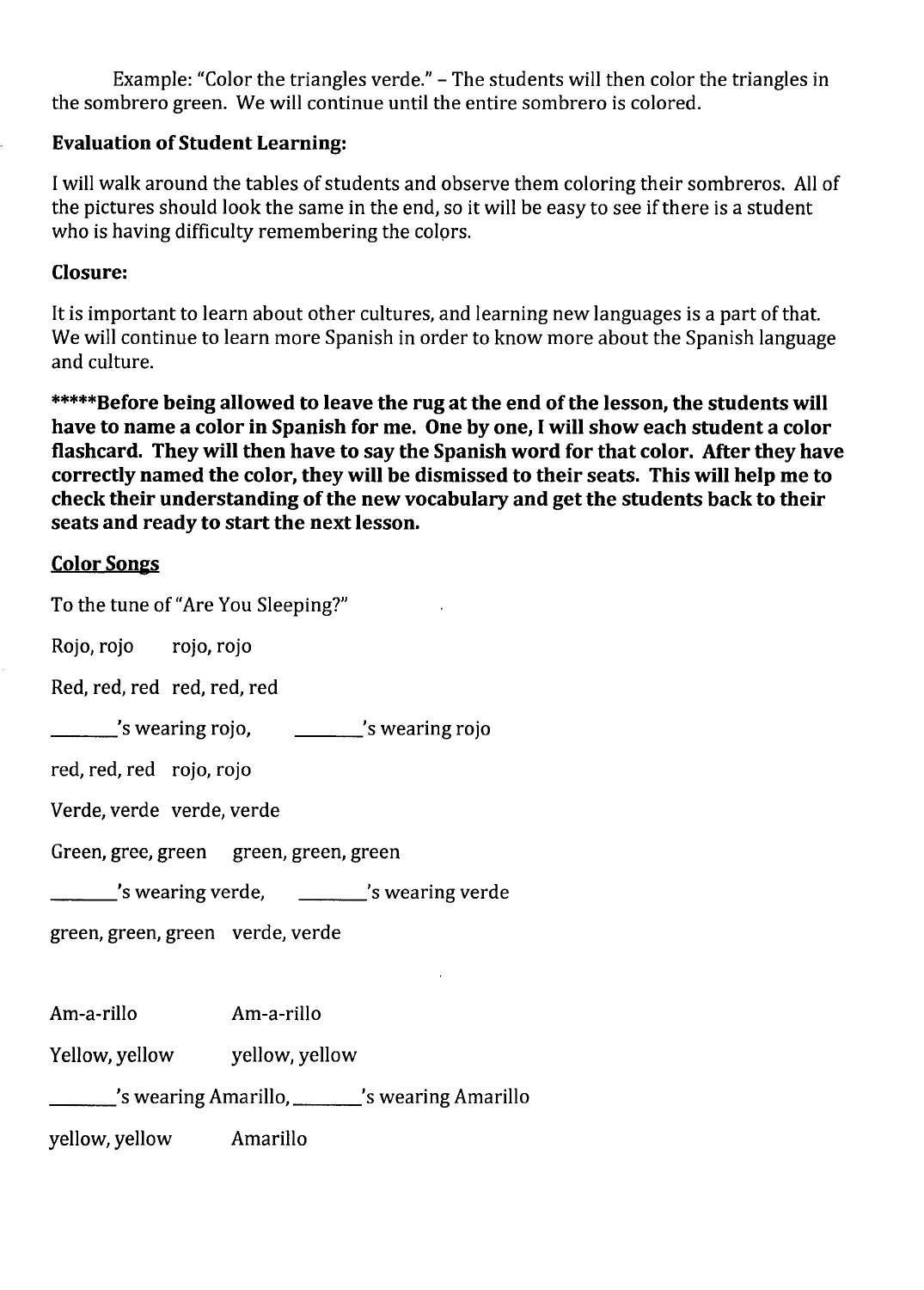Example: "Color the triangles verde." – The students will then color the triangles in the sombrero green. We will continue until the entire sombrero is colored.

**Evaluation of Student Learning:**

I will walk around the tables of students and observe them coloring their sombreros. All of the pictures should look the same in the end, so it will be easy to see if there is a student who is having difficulty remembering the colors.

**Closure:**

It is important to learn about other cultures, and learning new languages is a part of that. We will continue to learn more Spanish in order to know more about the Spanish language and culture.

**\*\*\*\*\*Before being allowed to leave the rug at the end of the lesson, the students will have to name a color in Spanish for me. One by one, I will show each student a color flashcard. They will then have to say the Spanish word for that color. After they have correctly named the color, they will be dismissed to their seats. This will help me to check their understanding of the new vocabulary and get the students back to their seats and ready to start the next lesson.**

**Color Songs**

To the tune of "Are You Sleeping?"

Rojo, rojo    rojo, rojo

Red, red, red  red, red, red

_______'s wearing rojo,    _______'s wearing rojo

red, red, red  rojo, rojo

Verde, verde  verde, verde

Green, gree, green  green, green, green

_______'s wearing verde,    _______'s wearing verde

green, green, green  verde, verde

Am-a-rillo    Am-a-rillo

Yellow, yellow    yellow, yellow

_______'s wearing Amarillo, _______'s wearing Amarillo

yellow, yellow    Amarillo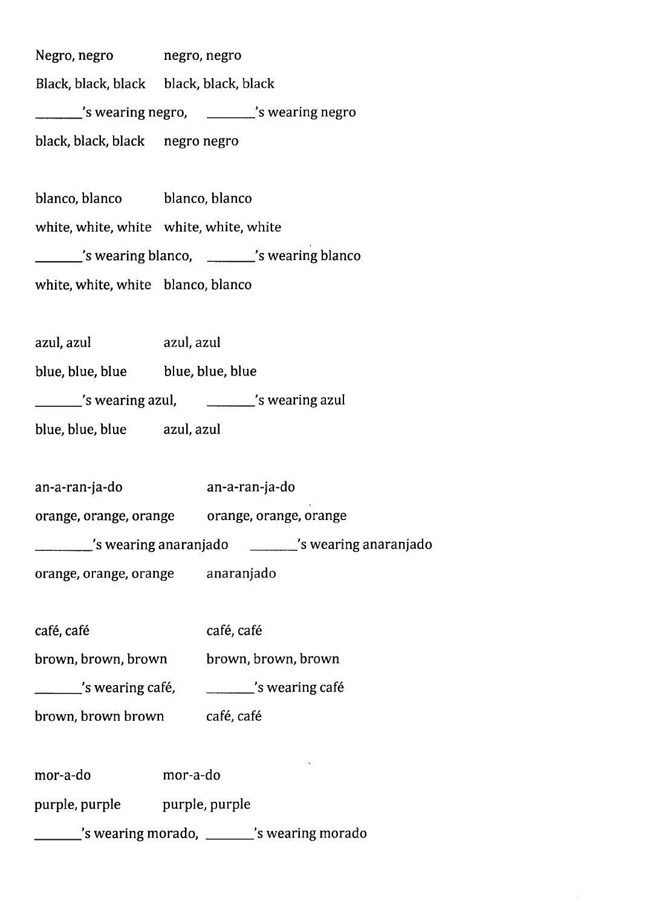Negro, negro negro, negro

Black, black, black black, black, black

_______'s wearing negro, _______'s wearing negro

black, black, black negro negro

blanco, blanco blanco, blanco

white, white, white white, white, white

_______'s wearing blanco, _______'s wearing blanco

white, white, white blanco, blanco

azul, azul azul, azul

blue, blue, blue blue, blue, blue

_______'s wearing azul, _______'s wearing azul

blue, blue, blue azul, azul

an-a-ran-ja-do an-a-ran-ja-do

orange, orange, orange orange, orange, orange

_________'s wearing anaranjado _______'s wearing anaranjado

orange, orange, orange anaranjado

café, café café, café

brown, brown, brown brown, brown, brown

_______'s wearing café, _______'s wearing café

brown, brown brown café, café

mor-a-do mor-a-do

purple, purple purple, purple

_______'s wearing morado, _______'s wearing morado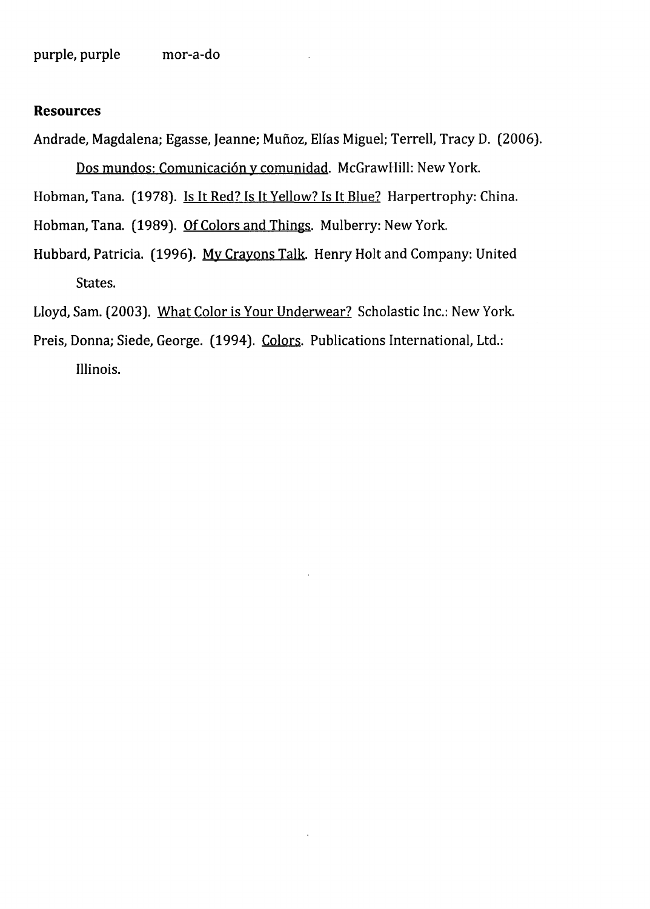purple, purple  mor-a-do

**Resources**

Andrade, Magdalena; Egasse, Jeanne; Muñoz, Elías Miguel; Terrell, Tracy D. (2006). Dos mundos: Comunicación y comunidad. McGrawHill: New York.

Hobman, Tana. (1978). Is It Red? Is It Yellow? Is It Blue? Harpertrophy: China.

Hobman, Tana. (1989). Of Colors and Things. Mulberry: New York.

Hubbard, Patricia. (1996). My Crayons Talk. Henry Holt and Company: United States.

Lloyd, Sam. (2003). What Color is Your Underwear? Scholastic Inc.: New York.

Preis, Donna; Siede, George. (1994). Colors. Publications International, Ltd.: Illinois.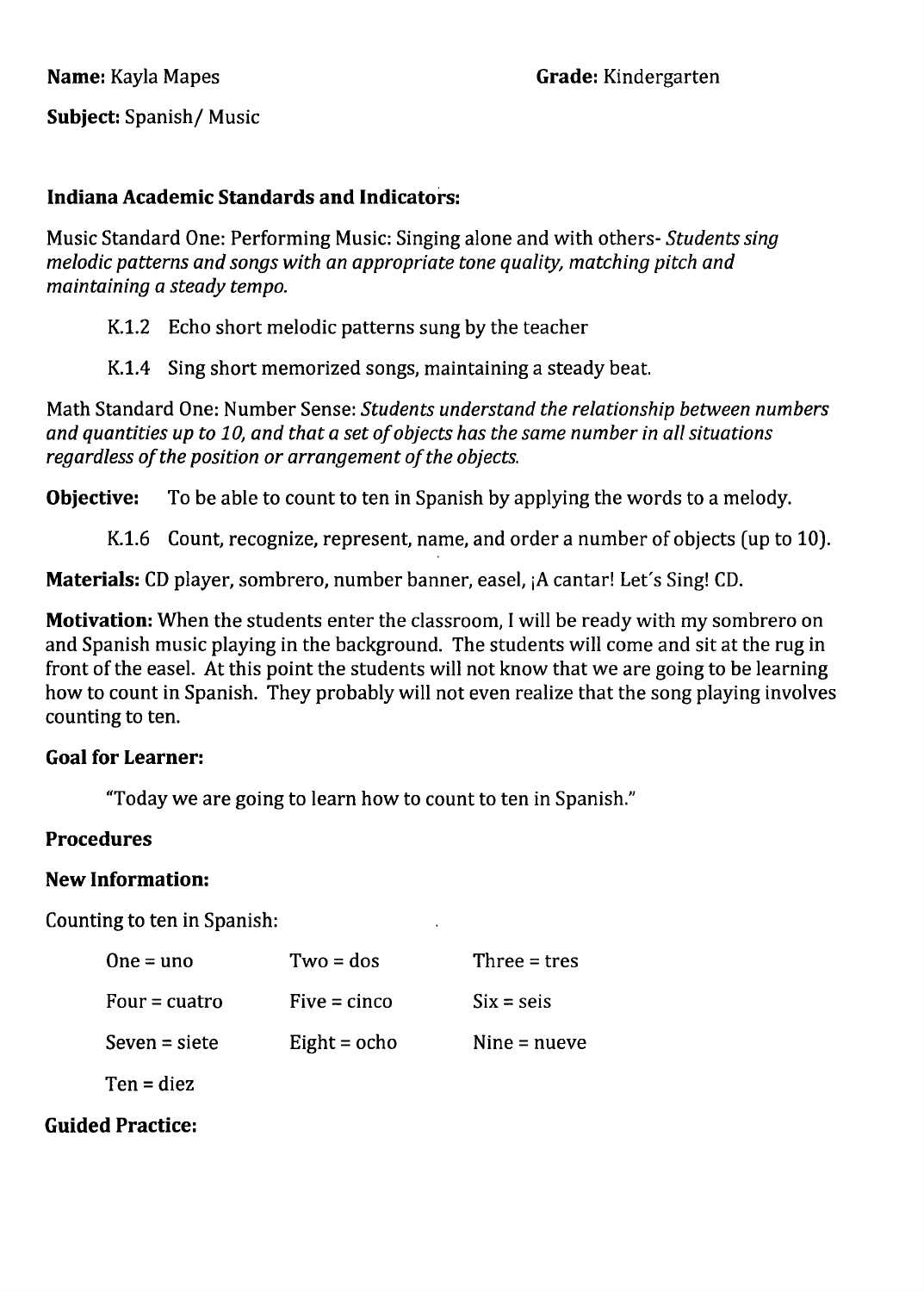**Name:** Kayla Mapes **Grade:** Kindergarten

**Subject:** Spanish/ Music

**Indiana Academic Standards and Indicators:**

Music Standard One: Performing Music: Singing alone and with others- *Students sing melodic patterns and songs with an appropriate tone quality, matching pitch and maintaining a steady tempo.*

K.1.2 Echo short melodic patterns sung by the teacher

K.1.4 Sing short memorized songs, maintaining a steady beat.

Math Standard One: Number Sense: *Students understand the relationship between numbers and quantities up to 10, and that a set of objects has the same number in all situations regardless of the position or arrangement of the objects.*

**Objective:** To be able to count to ten in Spanish by applying the words to a melody.

K.1.6 Count, recognize, represent, name, and order a number of objects (up to 10).

**Materials:** CD player, sombrero, number banner, easel, ¡A cantar! Let's Sing! CD.

**Motivation:** When the students enter the classroom, I will be ready with my sombrero on and Spanish music playing in the background. The students will come and sit at the rug in front of the easel. At this point the students will not know that we are going to be learning how to count in Spanish. They probably will not even realize that the song playing involves counting to ten.

**Goal for Learner:**

"Today we are going to learn how to count to ten in Spanish."

**Procedures**

**New Information:**

Counting to ten in Spanish:

| | | |
|---|---|---|
| One = uno | Two = dos | Three = tres |
| Four = cuatro | Five = cinco | Six = seis |
| Seven = siete | Eight = ocho | Nine = nueve |
| Ten = diez | | |

**Guided Practice:**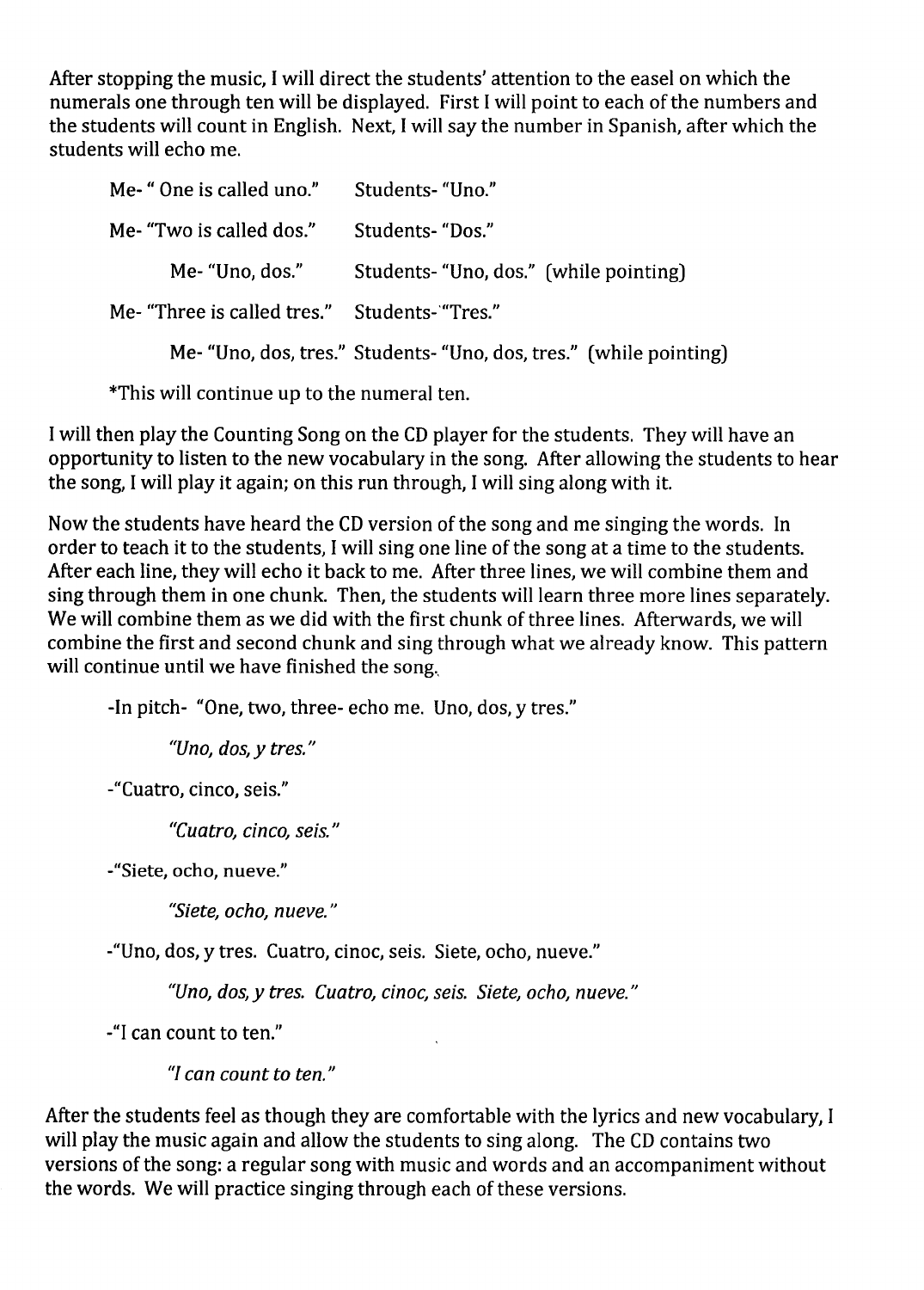After stopping the music, I will direct the students' attention to the easel on which the numerals one through ten will be displayed. First I will point to each of the numbers and the students will count in English. Next, I will say the number in Spanish, after which the students will echo me.

Me- " One is called uno." Students- "Uno."

Me- "Two is called dos." Students- "Dos."

Me- "Uno, dos." Students- "Uno, dos." (while pointing)

Me- "Three is called tres." Students- "Tres."

Me- "Uno, dos, tres." Students- "Uno, dos, tres." (while pointing)

*This will continue up to the numeral ten.

I will then play the Counting Song on the CD player for the students. They will have an opportunity to listen to the new vocabulary in the song. After allowing the students to hear the song, I will play it again; on this run through, I will sing along with it.

Now the students have heard the CD version of the song and me singing the words. In order to teach it to the students, I will sing one line of the song at a time to the students. After each line, they will echo it back to me. After three lines, we will combine them and sing through them in one chunk. Then, the students will learn three more lines separately. We will combine them as we did with the first chunk of three lines. Afterwards, we will combine the first and second chunk and sing through what we already know. This pattern will continue until we have finished the song.

-In pitch- "One, two, three- echo me. Uno, dos, y tres."

*"Uno, dos, y tres."*

-"Cuatro, cinco, seis."

*"Cuatro, cinco, seis."*

-"Siete, ocho, nueve."

*"Siete, ocho, nueve."*

-"Uno, dos, y tres. Cuatro, cinoc, seis. Siete, ocho, nueve."

*"Uno, dos, y tres. Cuatro, cinoc, seis. Siete, ocho, nueve."*

-"I can count to ten."

*"I can count to ten."*

After the students feel as though they are comfortable with the lyrics and new vocabulary, I will play the music again and allow the students to sing along. The CD contains two versions of the song: a regular song with music and words and an accompaniment without the words. We will practice singing through each of these versions.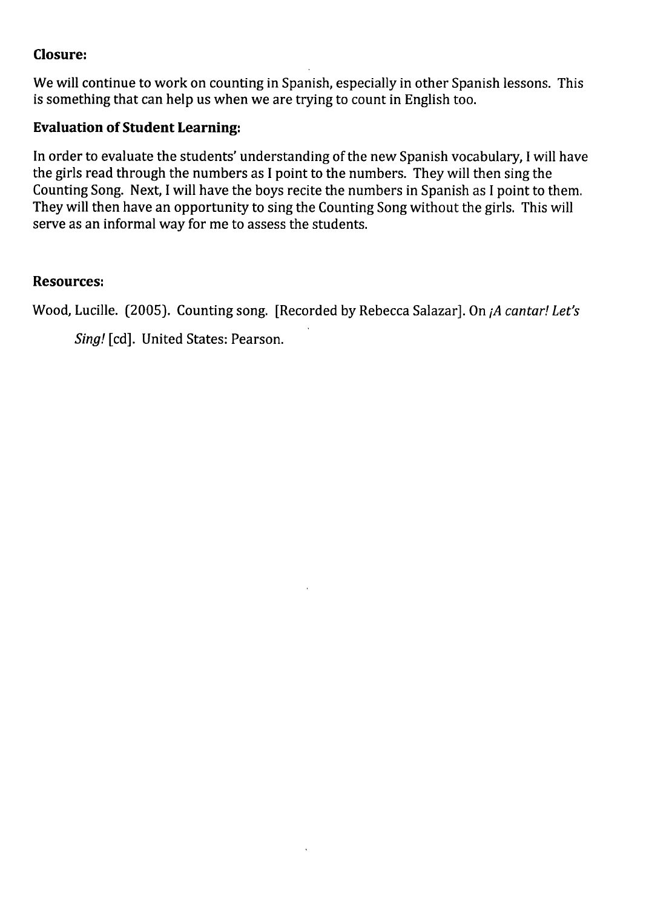**Closure:**

We will continue to work on counting in Spanish, especially in other Spanish lessons. This is something that can help us when we are trying to count in English too.

**Evaluation of Student Learning:**

In order to evaluate the students' understanding of the new Spanish vocabulary, I will have the girls read through the numbers as I point to the numbers. They will then sing the Counting Song. Next, I will have the boys recite the numbers in Spanish as I point to them. They will then have an opportunity to sing the Counting Song without the girls. This will serve as an informal way for me to assess the students.

**Resources:**

Wood, Lucille. (2005). Counting song. [Recorded by Rebecca Salazar]. On *¡A cantar! Let's Sing!* [cd]. United States: Pearson.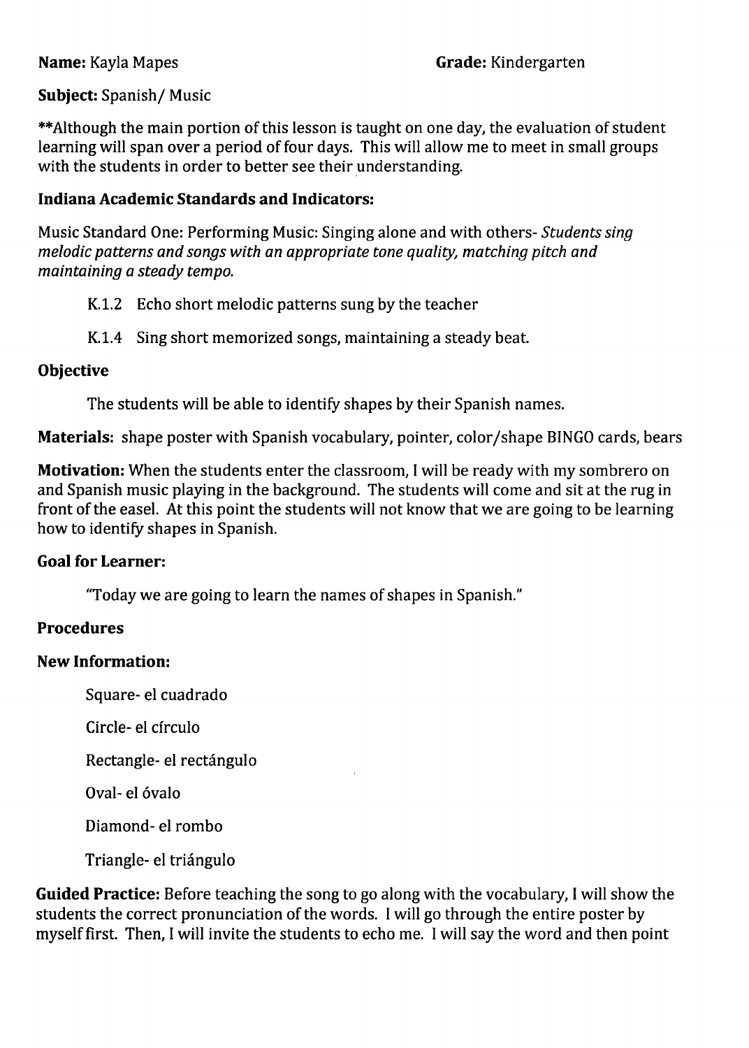**Name:** Kayla Mapes **Grade:** Kindergarten

**Subject:** Spanish/ Music

**Although the main portion of this lesson is taught on one day, the evaluation of student learning will span over a period of four days. This will allow me to meet in small groups with the students in order to better see their understanding.

**Indiana Academic Standards and Indicators:**

Music Standard One: Performing Music: Singing alone and with others- *Students sing melodic patterns and songs with an appropriate tone quality, matching pitch and maintaining a steady tempo.*

K.1.2 Echo short melodic patterns sung by the teacher

K.1.4 Sing short memorized songs, maintaining a steady beat.

**Objective**

The students will be able to identify shapes by their Spanish names.

**Materials:** shape poster with Spanish vocabulary, pointer, color/shape BINGO cards, bears

**Motivation:** When the students enter the classroom, I will be ready with my sombrero on and Spanish music playing in the background. The students will come and sit at the rug in front of the easel. At this point the students will not know that we are going to be learning how to identify shapes in Spanish.

**Goal for Learner:**

"Today we are going to learn the names of shapes in Spanish."

**Procedures**

**New Information:**

Square- el cuadrado

Circle- el círculo

Rectangle- el rectángulo

Oval- el óvalo

Diamond- el rombo

Triangle- el triángulo

**Guided Practice:** Before teaching the song to go along with the vocabulary, I will show the students the correct pronunciation of the words. I will go through the entire poster by myself first. Then, I will invite the students to echo me. I will say the word and then point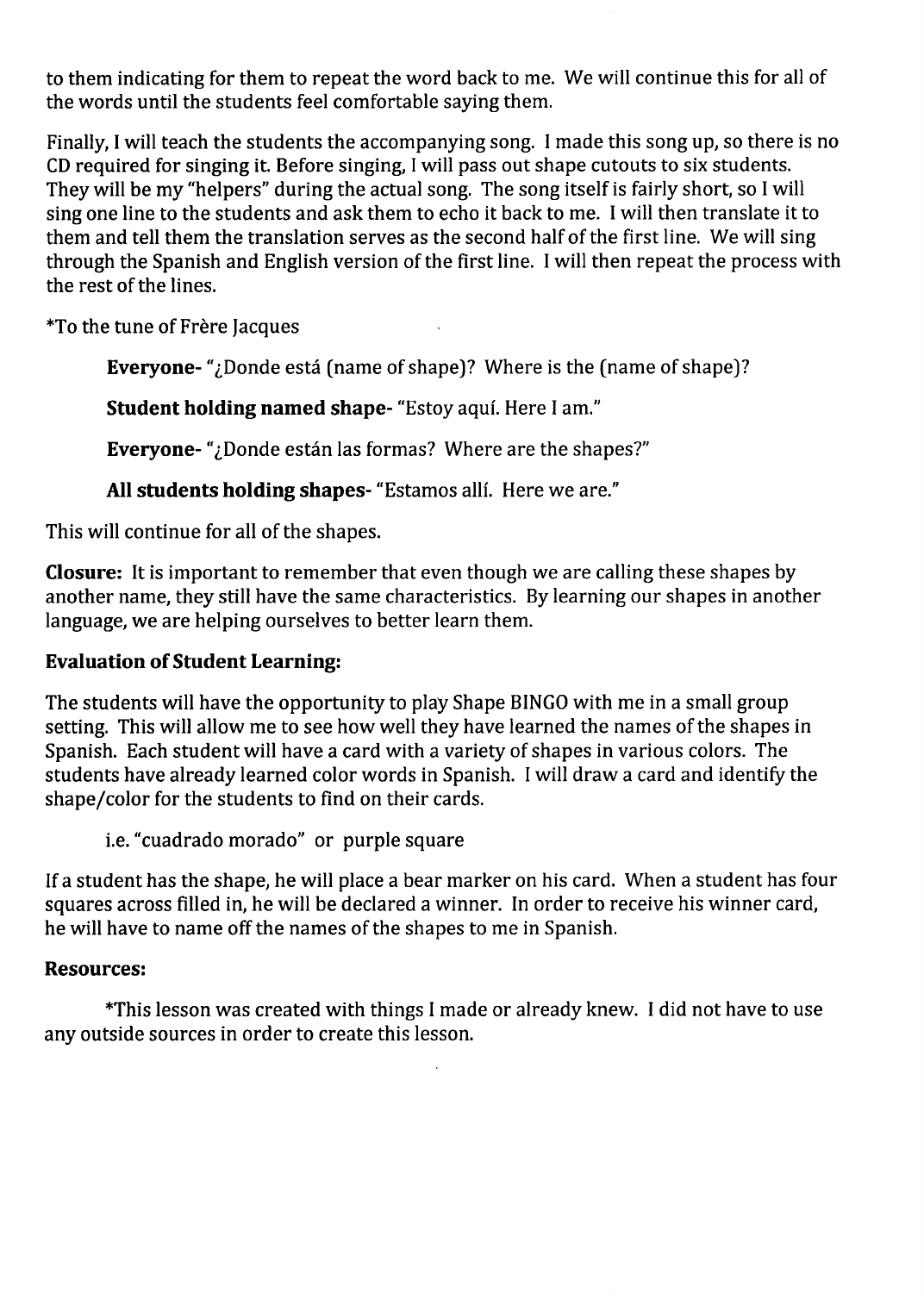to them indicating for them to repeat the word back to me. We will continue this for all of the words until the students feel comfortable saying them.

Finally, I will teach the students the accompanying song. I made this song up, so there is no CD required for singing it. Before singing, I will pass out shape cutouts to six students. They will be my "helpers" during the actual song. The song itself is fairly short, so I will sing one line to the students and ask them to echo it back to me. I will then translate it to them and tell them the translation serves as the second half of the first line. We will sing through the Spanish and English version of the first line. I will then repeat the process with the rest of the lines.

*To the tune of Frère Jacques

> **Everyone-** "¿Donde está (name of shape)? Where is the (name of shape)?
>
> **Student holding named shape-** "Estoy aquí. Here I am."
>
> **Everyone-** "¿Donde están las formas? Where are the shapes?"
>
> **All students holding shapes-** "Estamos allí. Here we are."

This will continue for all of the shapes.

**Closure:** It is important to remember that even though we are calling these shapes by another name, they still have the same characteristics. By learning our shapes in another language, we are helping ourselves to better learn them.

**Evaluation of Student Learning:**

The students will have the opportunity to play Shape BINGO with me in a small group setting. This will allow me to see how well they have learned the names of the shapes in Spanish. Each student will have a card with a variety of shapes in various colors. The students have already learned color words in Spanish. I will draw a card and identify the shape/color for the students to find on their cards.

> i.e. "cuadrado morado" or purple square

If a student has the shape, he will place a bear marker on his card. When a student has four squares across filled in, he will be declared a winner. In order to receive his winner card, he will have to name off the names of the shapes to me in Spanish.

**Resources:**

*This lesson was created with things I made or already knew. I did not have to use any outside sources in order to create this lesson.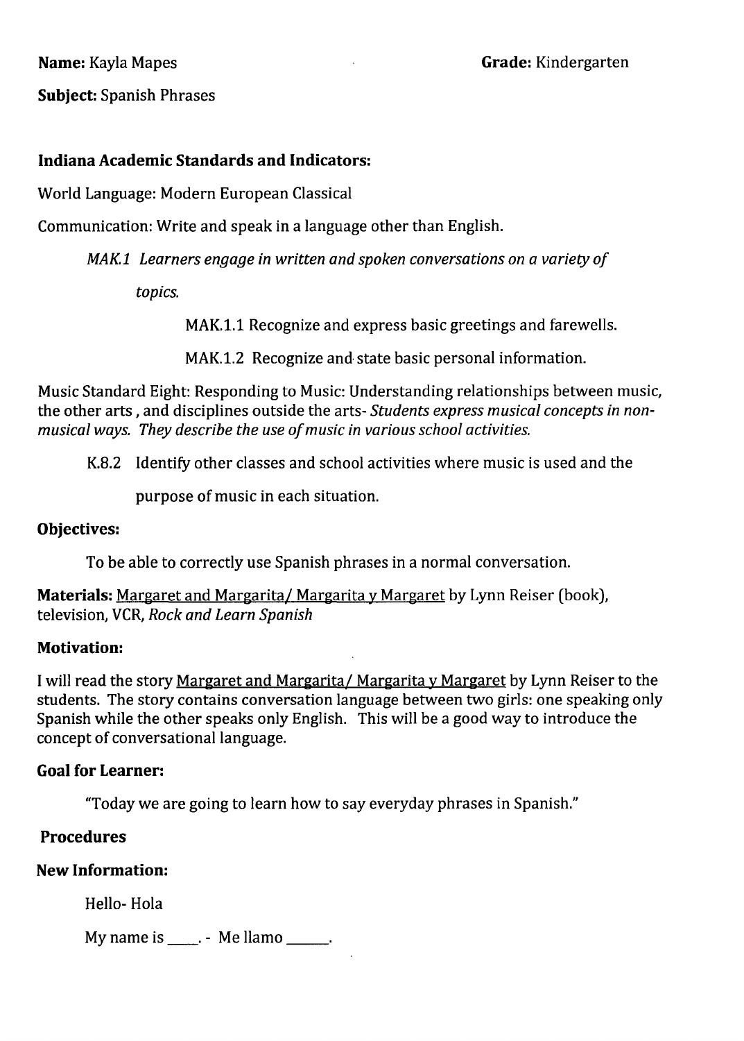**Name:** Kayla Mapes **Grade:** Kindergarten

**Subject:** Spanish Phrases

**Indiana Academic Standards and Indicators:**

World Language: Modern European Classical

Communication: Write and speak in a language other than English.

*MAK.1 Learners engage in written and spoken conversations on a variety of topics.*

MAK.1.1 Recognize and express basic greetings and farewells.

MAK.1.2 Recognize and state basic personal information.

Music Standard Eight: Responding to Music: Understanding relationships between music, the other arts , and disciplines outside the arts- *Students express musical concepts in non-musical ways. They describe the use of music in various school activities.*

K.8.2 Identify other classes and school activities where music is used and the purpose of music in each situation.

**Objectives:**

To be able to correctly use Spanish phrases in a normal conversation.

**Materials:** Margaret and Margarita/ Margarita y Margaret by Lynn Reiser (book), television, VCR, *Rock and Learn Spanish*

**Motivation:**

I will read the story Margaret and Margarita/ Margarita y Margaret by Lynn Reiser to the students. The story contains conversation language between two girls: one speaking only Spanish while the other speaks only English. This will be a good way to introduce the concept of conversational language.

**Goal for Learner:**

"Today we are going to learn how to say everyday phrases in Spanish."

**Procedures**

**New Information:**

Hello- Hola

My name is ____. - Me llamo _____.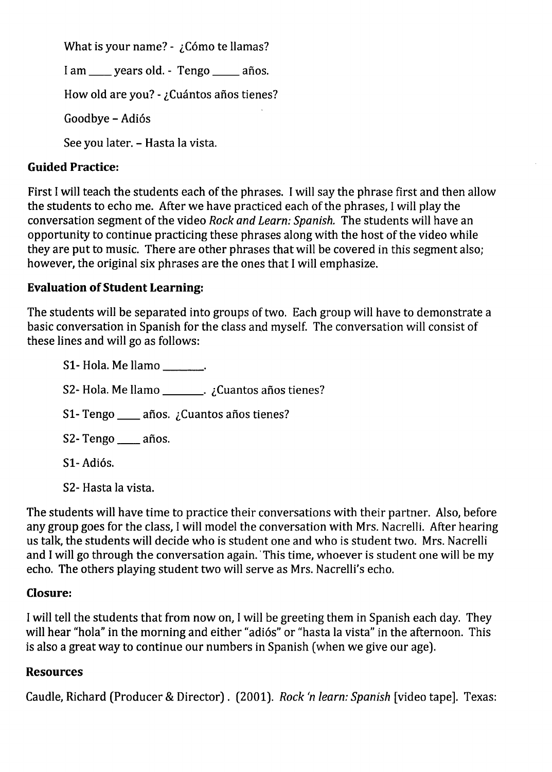What is your name? - ¿Cómo te llamas?

I am ____ years old. - Tengo _____ años.

How old are you? - ¿Cuántos años tienes?

Goodbye – Adiós

See you later. – Hasta la vista.

**Guided Practice:**

First I will teach the students each of the phrases. I will say the phrase first and then allow the students to echo me. After we have practiced each of the phrases, I will play the conversation segment of the video *Rock and Learn: Spanish.* The students will have an opportunity to continue practicing these phrases along with the host of the video while they are put to music. There are other phrases that will be covered in this segment also; however, the original six phrases are the ones that I will emphasize.

**Evaluation of Student Learning:**

The students will be separated into groups of two. Each group will have to demonstrate a basic conversation in Spanish for the class and myself. The conversation will consist of these lines and will go as follows:

S1- Hola. Me llamo _______.

S2- Hola. Me llamo _______. ¿Cuantos años tienes?

S1- Tengo ____ años. ¿Cuantos años tienes?

S2- Tengo ____ años.

S1- Adiós.

S2- Hasta la vista.

The students will have time to practice their conversations with their partner. Also, before any group goes for the class, I will model the conversation with Mrs. Nacrelli. After hearing us talk, the students will decide who is student one and who is student two. Mrs. Nacrelli and I will go through the conversation again. This time, whoever is student one will be my echo. The others playing student two will serve as Mrs. Nacrelli's echo.

**Closure:**

I will tell the students that from now on, I will be greeting them in Spanish each day. They will hear "hola" in the morning and either "adiós" or "hasta la vista" in the afternoon. This is also a great way to continue our numbers in Spanish (when we give our age).

**Resources**

Caudle, Richard (Producer & Director). (2001). *Rock 'n learn: Spanish* [video tape]. Texas: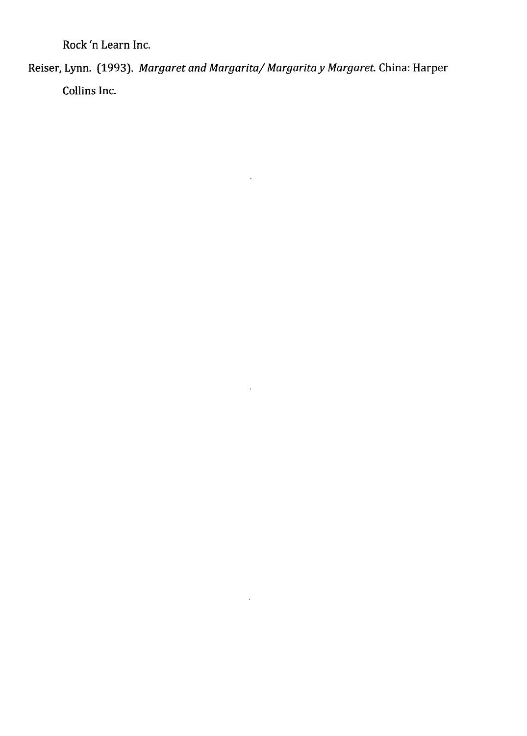Rock 'n Learn Inc.

Reiser, Lynn. (1993). *Margaret and Margarita/ Margarita y Margaret.* China: Harper Collins Inc.